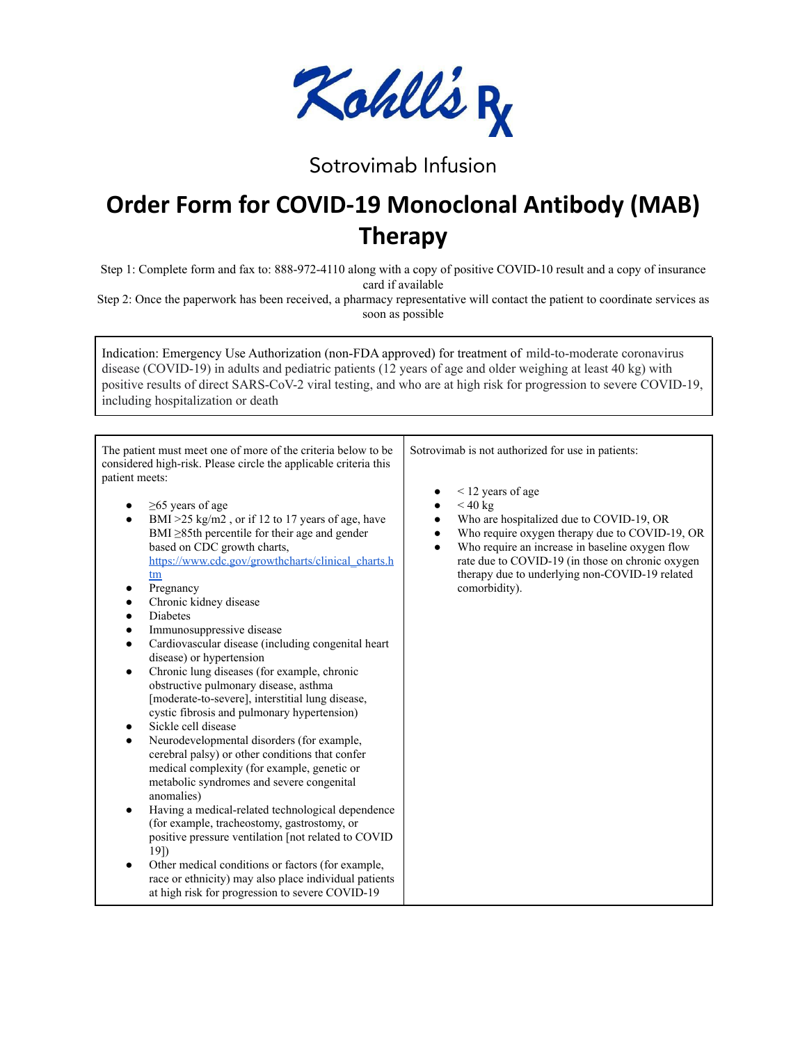Kohll's Rx

Sotrovimab Infusion

# Order Form for COVID-19 Monoclonal Antibody (MAB) Therapy

Step 1: Complete form and fax to: 888-972-4110 along with a copy of positive COVID-10 result and a copy of insurance card if available

Step 2: Once the paperwork has been received, a pharmacy representative will contact the patient to coordinate services as soon as possible

Indication: Emergency Use Authorization (non-FDA approved) for treatment of mild-to-moderate coronavirus disease (COVID-19) in adults and pediatric patients (12 years of age and older weighing at least 40 kg) with positive results of direct SARS-CoV-2 viral testing, and who are at high risk for progression to severe COVID-19, including hospitalization or death

The patient must meet one of more of the criteria below to be considered high-risk. Please circle the applicable criteria this patient meets:

- ≥65 years of age
- BMI >25 kg/m2 , or if 12 to 17 years of age, have BMI ≥85th percentile for their age and gender based on CDC growth charts, https://www.cdc.gov/growthcharts/clinical_charts.htm
- Pregnancy
- Chronic kidney disease
- Diabetes
- Immunosuppressive disease
- Cardiovascular disease (including congenital heart disease) or hypertension
- Chronic lung diseases (for example, chronic obstructive pulmonary disease, asthma [moderate-to-severe], interstitial lung disease, cystic fibrosis and pulmonary hypertension)
- Sickle cell disease
- Neurodevelopmental disorders (for example, cerebral palsy) or other conditions that confer medical complexity (for example, genetic or metabolic syndromes and severe congenital anomalies)
- Having a medical-related technological dependence (for example, tracheostomy, gastrostomy, or positive pressure ventilation [not related to COVID 19])
- Other medical conditions or factors (for example, race or ethnicity) may also place individual patients at high risk for progression to severe COVID-19

Sotrovimab is not authorized for use in patients:

- < 12 years of age
- < 40 kg
- Who are hospitalized due to COVID-19, OR
- Who require oxygen therapy due to COVID-19, OR
- Who require an increase in baseline oxygen flow rate due to COVID-19 (in those on chronic oxygen therapy due to underlying non-COVID-19 related comorbidity).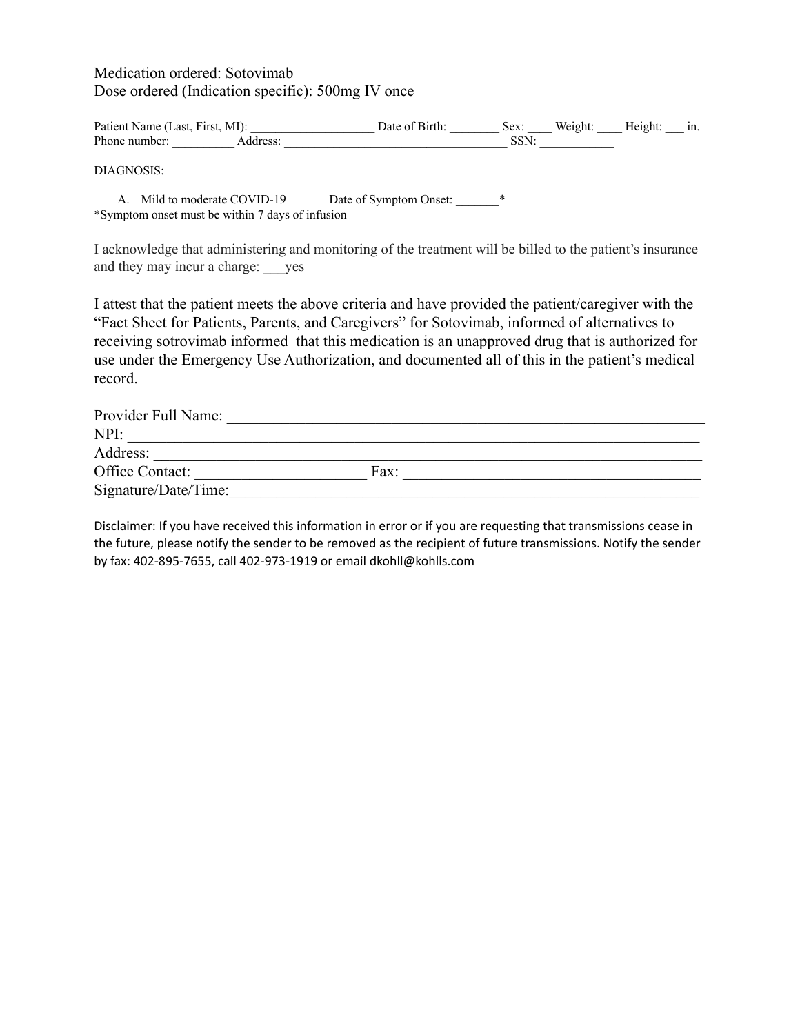Medication ordered: Sotovimab
Dose ordered (Indication specific): 500mg IV once

Patient Name (Last, First, MI): ____________________ Date of Birth: ________ Sex: ____ Weight: ____ Height: ___ in.
Phone number: __________ Address: ____________________________________ SSN: ____________

DIAGNOSIS:

A. Mild to moderate COVID-19 Date of Symptom Onset: _______*

*Symptom onset must be within 7 days of infusion

I acknowledge that administering and monitoring of the treatment will be billed to the patient's insurance and they may incur a charge: ___yes

I attest that the patient meets the above criteria and have provided the patient/caregiver with the "Fact Sheet for Patients, Parents, and Caregivers" for Sotovimab, informed of alternatives to receiving sotrovimab informed that this medication is an unapproved drug that is authorized for use under the Emergency Use Authorization, and documented all of this in the patient's medical record.

Provider Full Name: ______________________________________________________________

NPI: ____________________________________________________________________

Address: _________________________________________________________________

Office Contact: ______________________ Fax: _____________________________________

Signature/Date/Time:_______________________________________________________

Disclaimer: If you have received this information in error or if you are requesting that transmissions cease in the future, please notify the sender to be removed as the recipient of future transmissions. Notify the sender by fax: 402-895-7655, call 402-973-1919 or email dkohll@kohlls.com